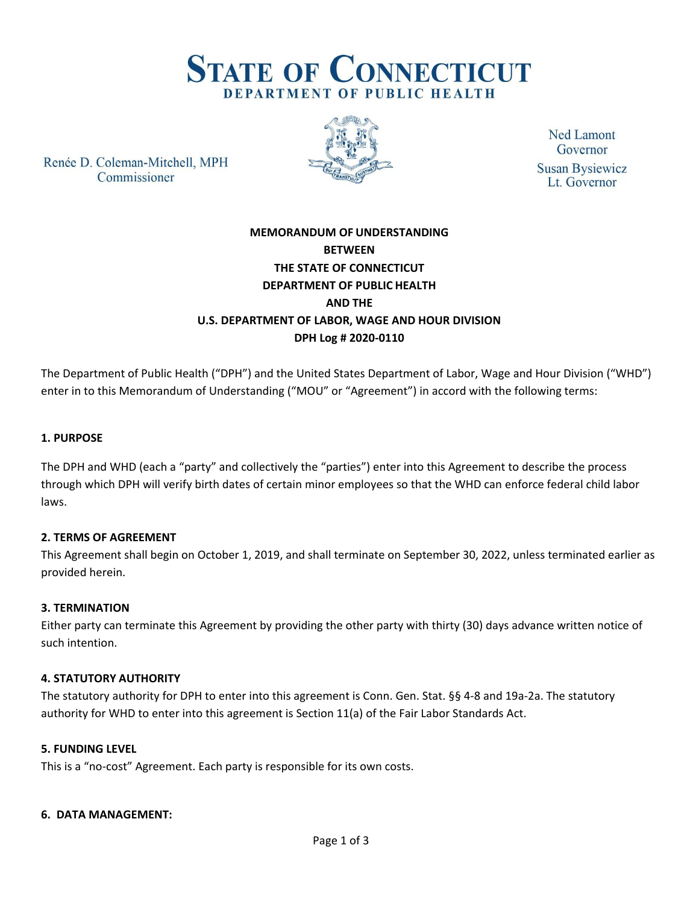# STATE OF CONNECTICUT
## DEPARTMENT OF PUBLIC HEALTH

Renée D. Coleman-Mitchell, MPH
Commissioner

Ned Lamont
Governor

Susan Bysiewicz
Lt. Governor

**MEMORANDUM OF UNDERSTANDING**
**BETWEEN**
**THE STATE OF CONNECTICUT**
**DEPARTMENT OF PUBLIC HEALTH**
**AND THE**
**U.S. DEPARTMENT OF LABOR, WAGE AND HOUR DIVISION**
**DPH Log # 2020-0110**

The Department of Public Health ("DPH") and the United States Department of Labor, Wage and Hour Division ("WHD") enter in to this Memorandum of Understanding ("MOU" or "Agreement") in accord with the following terms:

### 1. PURPOSE

The DPH and WHD (each a "party" and collectively the "parties") enter into this Agreement to describe the process through which DPH will verify birth dates of certain minor employees so that the WHD can enforce federal child labor laws.

### 2. TERMS OF AGREEMENT

This Agreement shall begin on October 1, 2019, and shall terminate on September 30, 2022, unless terminated earlier as provided herein.

### 3. TERMINATION

Either party can terminate this Agreement by providing the other party with thirty (30) days advance written notice of such intention.

### 4. STATUTORY AUTHORITY

The statutory authority for DPH to enter into this agreement is Conn. Gen. Stat. §§ 4-8 and 19a-2a. The statutory authority for WHD to enter into this agreement is Section 11(a) of the Fair Labor Standards Act.

### 5. FUNDING LEVEL

This is a "no-cost" Agreement. Each party is responsible for its own costs.

### 6. DATA MANAGEMENT: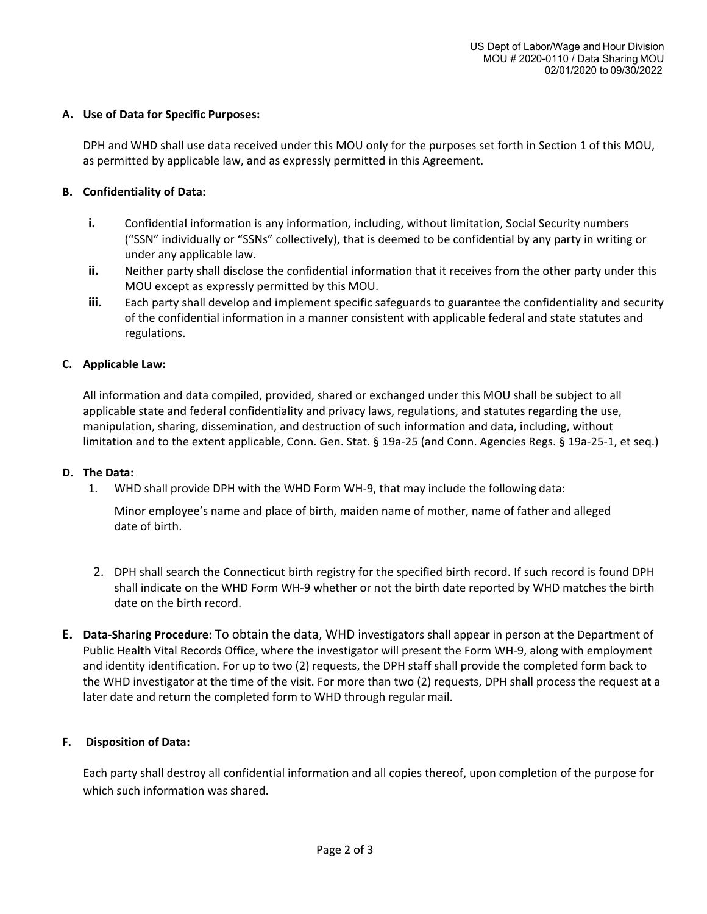**A. Use of Data for Specific Purposes:**

DPH and WHD shall use data received under this MOU only for the purposes set forth in Section 1 of this MOU, as permitted by applicable law, and as expressly permitted in this Agreement.

**B. Confidentiality of Data:**

- **i.** Confidential information is any information, including, without limitation, Social Security numbers ("SSN" individually or "SSNs" collectively), that is deemed to be confidential by any party in writing or under any applicable law.
- **ii.** Neither party shall disclose the confidential information that it receives from the other party under this MOU except as expressly permitted by this MOU.
- **iii.** Each party shall develop and implement specific safeguards to guarantee the confidentiality and security of the confidential information in a manner consistent with applicable federal and state statutes and regulations.

**C. Applicable Law:**

All information and data compiled, provided, shared or exchanged under this MOU shall be subject to all applicable state and federal confidentiality and privacy laws, regulations, and statutes regarding the use, manipulation, sharing, dissemination, and destruction of such information and data, including, without limitation and to the extent applicable, Conn. Gen. Stat. § 19a-25 (and Conn. Agencies Regs. § 19a-25-1, et seq.)

**D. The Data:**

1. WHD shall provide DPH with the WHD Form WH-9, that may include the following data:

   Minor employee's name and place of birth, maiden name of mother, name of father and alleged date of birth.

2. DPH shall search the Connecticut birth registry for the specified birth record. If such record is found DPH shall indicate on the WHD Form WH-9 whether or not the birth date reported by WHD matches the birth date on the birth record.

**E. Data-Sharing Procedure:** To obtain the data, WHD investigators shall appear in person at the Department of Public Health Vital Records Office, where the investigator will present the Form WH-9, along with employment and identity identification. For up to two (2) requests, the DPH staff shall provide the completed form back to the WHD investigator at the time of the visit. For more than two (2) requests, DPH shall process the request at a later date and return the completed form to WHD through regular mail.

**F. Disposition of Data:**

Each party shall destroy all confidential information and all copies thereof, upon completion of the purpose for which such information was shared.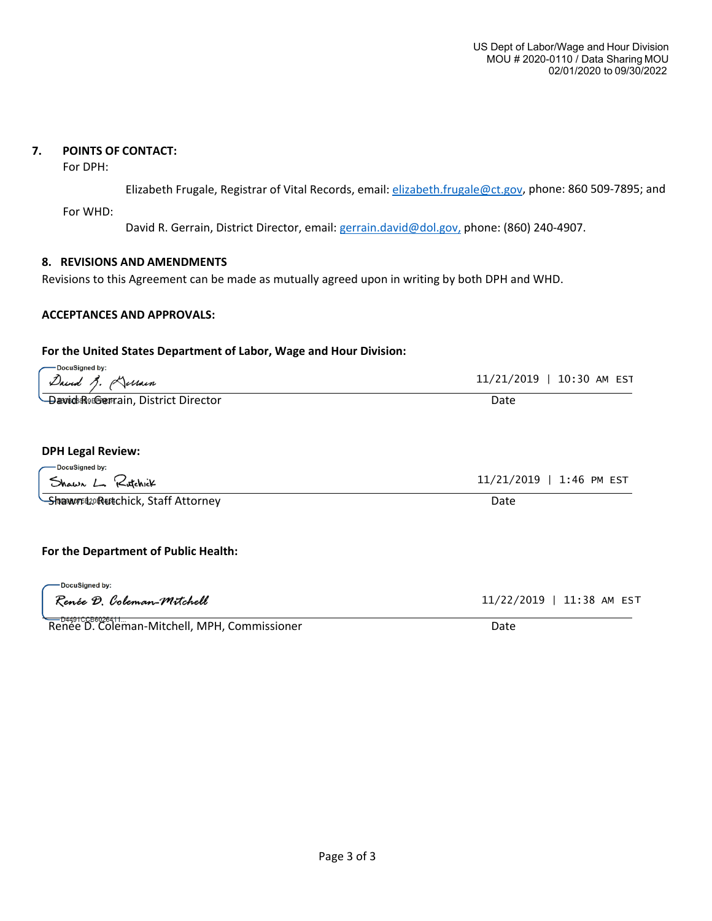## 7. POINTS OF CONTACT:

For DPH:

Elizabeth Frugale, Registrar of Vital Records, email: elizabeth.frugale@ct.gov, phone: 860 509-7895; and

For WHD:

David R. Gerrain, District Director, email: gerrain.david@dol.gov, phone: (860) 240-4907.

## 8. REVISIONS AND AMENDMENTS

Revisions to this Agreement can be made as mutually agreed upon in writing by both DPH and WHD.

**ACCEPTANCES AND APPROVALS:**

**For the United States Department of Labor, Wage and Hour Division:**

DocuSigned by: David R. Gerrain

11/21/2019 | 10:30 AM EST

David R. Gerrain, District Director — Date

**DPH Legal Review:**

DocuSigned by: Shawn L. Rutchick

11/21/2019 | 1:46 PM EST

Shawn L. Rutchick, Staff Attorney — Date

**For the Department of Public Health:**

DocuSigned by: Renée D. Coleman-Mitchell

D4491CCB6026411...

11/22/2019 | 11:38 AM EST

Renée D. Coleman-Mitchell, MPH, Commissioner — Date